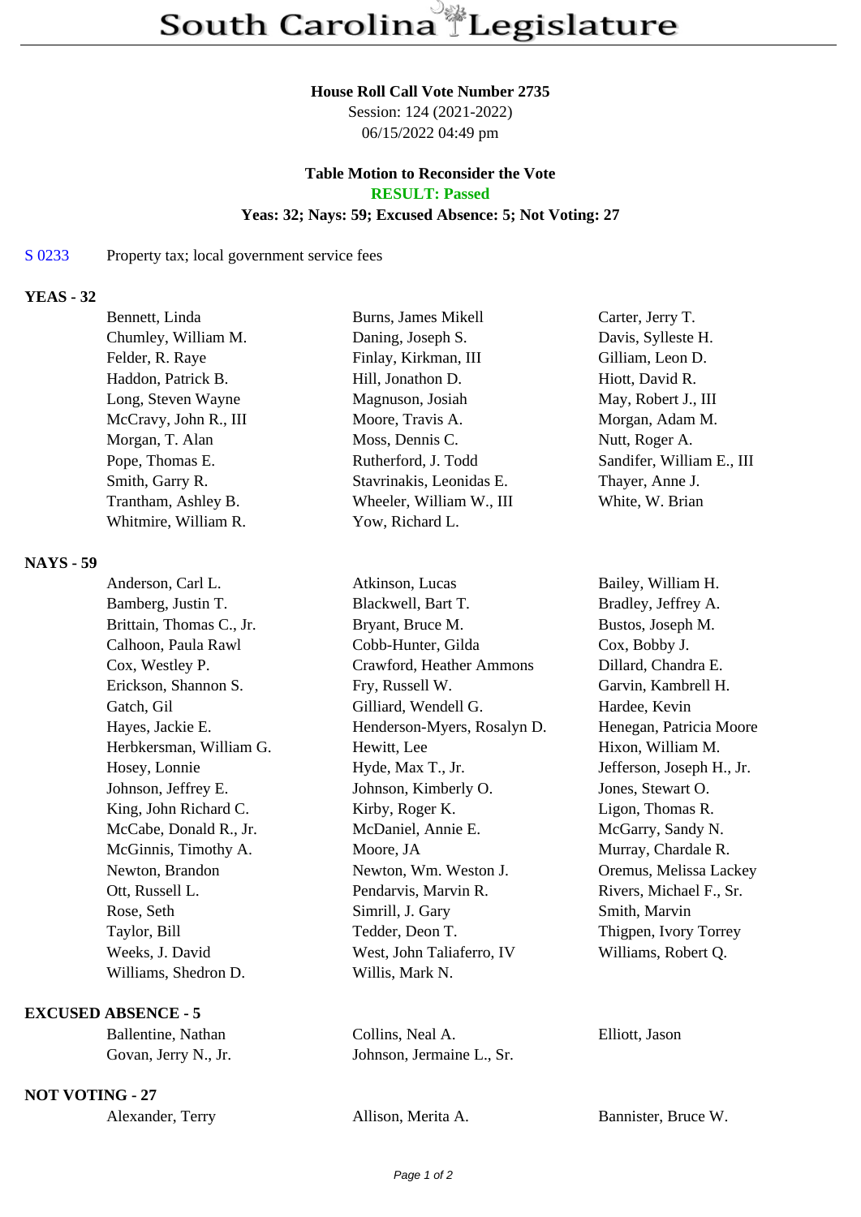# South Carolina Legislature

**House Roll Call Vote Number 2735**
Session: 124 (2021-2022)
06/15/2022 04:49 pm

**Table Motion to Reconsider the Vote**
**RESULT: Passed**
**Yeas: 32; Nays: 59; Excused Absence: 5; Not Voting: 27**

S 0233 Property tax; local government service fees

## YEAS - 32

| | | |
|---|---|---|
| Bennett, Linda | Burns, James Mikell | Carter, Jerry T. |
| Chumley, William M. | Daning, Joseph S. | Davis, Sylleste H. |
| Felder, R. Raye | Finlay, Kirkman, III | Gilliam, Leon D. |
| Haddon, Patrick B. | Hill, Jonathon D. | Hiott, David R. |
| Long, Steven Wayne | Magnuson, Josiah | May, Robert J., III |
| McCravy, John R., III | Moore, Travis A. | Morgan, Adam M. |
| Morgan, T. Alan | Moss, Dennis C. | Nutt, Roger A. |
| Pope, Thomas E. | Rutherford, J. Todd | Sandifer, William E., III |
| Smith, Garry R. | Stavrinakis, Leonidas E. | Thayer, Anne J. |
| Trantham, Ashley B. | Wheeler, William W., III | White, W. Brian |
| Whitmire, William R. | Yow, Richard L. | |

## NAYS - 59

| | | |
|---|---|---|
| Anderson, Carl L. | Atkinson, Lucas | Bailey, William H. |
| Bamberg, Justin T. | Blackwell, Bart T. | Bradley, Jeffrey A. |
| Brittain, Thomas C., Jr. | Bryant, Bruce M. | Bustos, Joseph M. |
| Calhoon, Paula Rawl | Cobb-Hunter, Gilda | Cox, Bobby J. |
| Cox, Westley P. | Crawford, Heather Ammons | Dillard, Chandra E. |
| Erickson, Shannon S. | Fry, Russell W. | Garvin, Kambrell H. |
| Gatch, Gil | Gilliard, Wendell G. | Hardee, Kevin |
| Hayes, Jackie E. | Henderson-Myers, Rosalyn D. | Henegan, Patricia Moore |
| Herbkersman, William G. | Hewitt, Lee | Hixon, William M. |
| Hosey, Lonnie | Hyde, Max T., Jr. | Jefferson, Joseph H., Jr. |
| Johnson, Jeffrey E. | Johnson, Kimberly O. | Jones, Stewart O. |
| King, John Richard C. | Kirby, Roger K. | Ligon, Thomas R. |
| McCabe, Donald R., Jr. | McDaniel, Annie E. | McGarry, Sandy N. |
| McGinnis, Timothy A. | Moore, JA | Murray, Chardale R. |
| Newton, Brandon | Newton, Wm. Weston J. | Oremus, Melissa Lackey |
| Ott, Russell L. | Pendarvis, Marvin R. | Rivers, Michael F., Sr. |
| Rose, Seth | Simrill, J. Gary | Smith, Marvin |
| Taylor, Bill | Tedder, Deon T. | Thigpen, Ivory Torrey |
| Weeks, J. David | West, John Taliaferro, IV | Williams, Robert Q. |
| Williams, Shedron D. | Willis, Mark N. | |

## EXCUSED ABSENCE - 5

| | | |
|---|---|---|
| Ballentine, Nathan | Collins, Neal A. | Elliott, Jason |
| Govan, Jerry N., Jr. | Johnson, Jermaine L., Sr. | |

## NOT VOTING - 27

| | | |
|---|---|---|
| Alexander, Terry | Allison, Merita A. | Bannister, Bruce W. |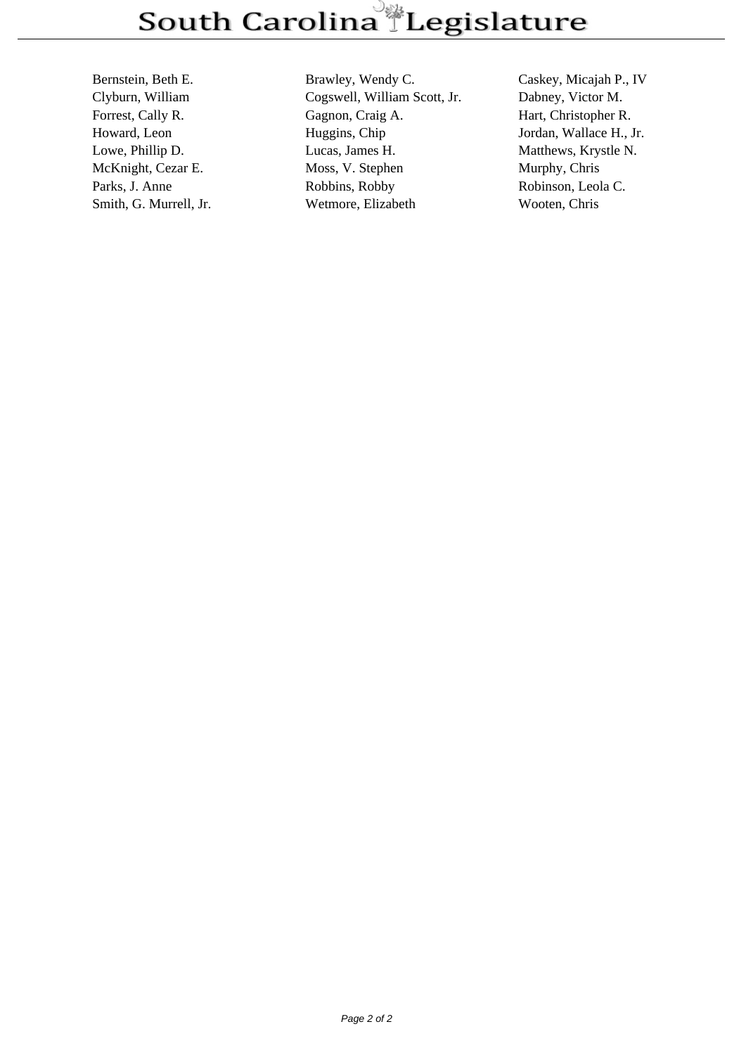| | | |
|---|---|---|
| Bernstein, Beth E. | Brawley, Wendy C. | Caskey, Micajah P., IV |
| Clyburn, William | Cogswell, William Scott, Jr. | Dabney, Victor M. |
| Forrest, Cally R. | Gagnon, Craig A. | Hart, Christopher R. |
| Howard, Leon | Huggins, Chip | Jordan, Wallace H., Jr. |
| Lowe, Phillip D. | Lucas, James H. | Matthews, Krystle N. |
| McKnight, Cezar E. | Moss, V. Stephen | Murphy, Chris |
| Parks, J. Anne | Robbins, Robby | Robinson, Leola C. |
| Smith, G. Murrell, Jr. | Wetmore, Elizabeth | Wooten, Chris |